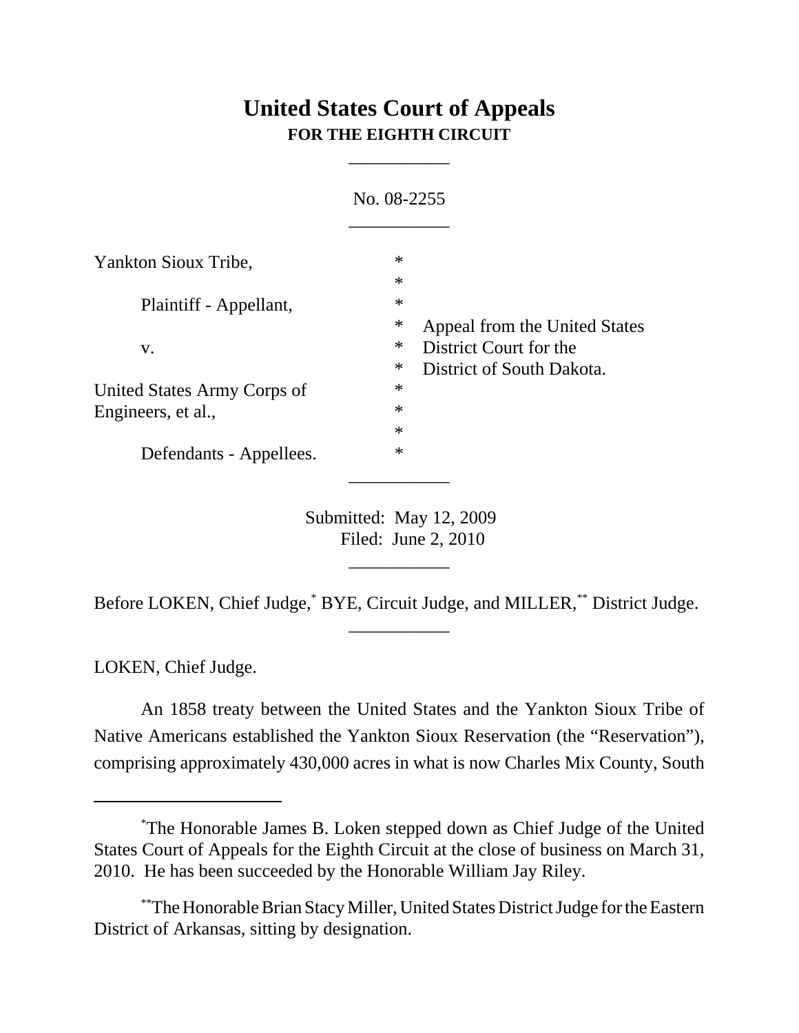# United States Court of Appeals
**FOR THE EIGHTH CIRCUIT**

___________

No. 08-2255

___________

| | | |
|---|---|---|
| Yankton Sioux Tribe, | * | |
| | * | |
| Plaintiff - Appellant, | * | |
| | * | Appeal from the United States |
| v. | * | District Court for the |
| | * | District of South Dakota. |
| United States Army Corps of | * | |
| Engineers, et al., | * | |
| | * | |
| Defendants - Appellees. | * | |

___________

Submitted: May 12, 2009
Filed: June 2, 2010

___________

Before LOKEN, Chief Judge,[*] BYE, Circuit Judge, and MILLER,[**] District Judge.

___________

LOKEN, Chief Judge.

An 1858 treaty between the United States and the Yankton Sioux Tribe of Native Americans established the Yankton Sioux Reservation (the "Reservation"), comprising approximately 430,000 acres in what is now Charles Mix County, South

---

[*] The Honorable James B. Loken stepped down as Chief Judge of the United States Court of Appeals for the Eighth Circuit at the close of business on March 31, 2010. He has been succeeded by the Honorable William Jay Riley.

[**] The Honorable Brian Stacy Miller, United States District Judge for the Eastern District of Arkansas, sitting by designation.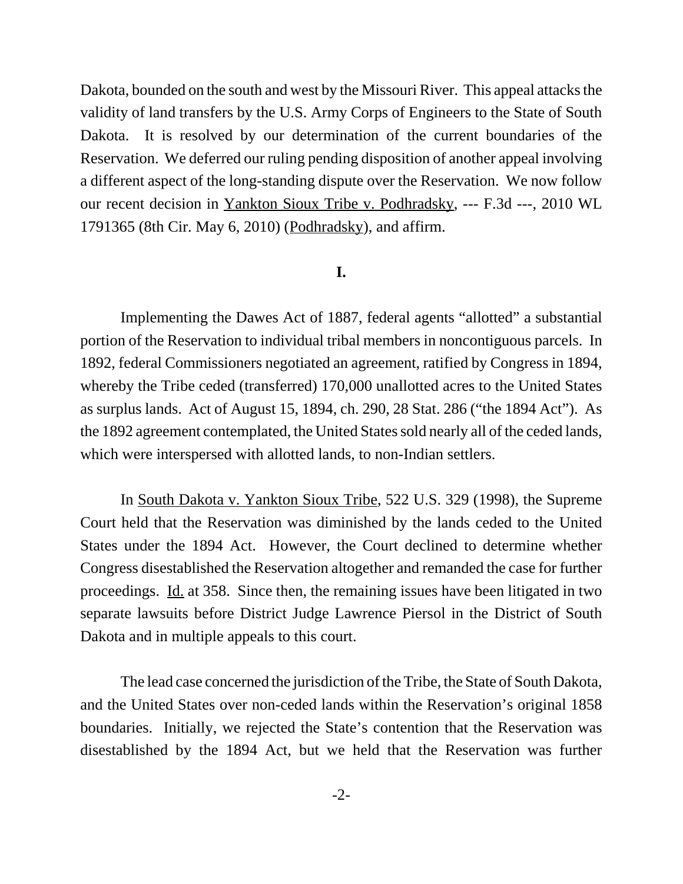Dakota, bounded on the south and west by the Missouri River. This appeal attacks the validity of land transfers by the U.S. Army Corps of Engineers to the State of South Dakota. It is resolved by our determination of the current boundaries of the Reservation. We deferred our ruling pending disposition of another appeal involving a different aspect of the long-standing dispute over the Reservation. We now follow our recent decision in Yankton Sioux Tribe v. Podhradsky, --- F.3d ---, 2010 WL 1791365 (8th Cir. May 6, 2010) (Podhradsky), and affirm.

## I.

Implementing the Dawes Act of 1887, federal agents "allotted" a substantial portion of the Reservation to individual tribal members in noncontiguous parcels. In 1892, federal Commissioners negotiated an agreement, ratified by Congress in 1894, whereby the Tribe ceded (transferred) 170,000 unallotted acres to the United States as surplus lands. Act of August 15, 1894, ch. 290, 28 Stat. 286 ("the 1894 Act"). As the 1892 agreement contemplated, the United States sold nearly all of the ceded lands, which were interspersed with allotted lands, to non-Indian settlers.

In South Dakota v. Yankton Sioux Tribe, 522 U.S. 329 (1998), the Supreme Court held that the Reservation was diminished by the lands ceded to the United States under the 1894 Act. However, the Court declined to determine whether Congress disestablished the Reservation altogether and remanded the case for further proceedings. Id. at 358. Since then, the remaining issues have been litigated in two separate lawsuits before District Judge Lawrence Piersol in the District of South Dakota and in multiple appeals to this court.

The lead case concerned the jurisdiction of the Tribe, the State of South Dakota, and the United States over non-ceded lands within the Reservation's original 1858 boundaries. Initially, we rejected the State's contention that the Reservation was disestablished by the 1894 Act, but we held that the Reservation was further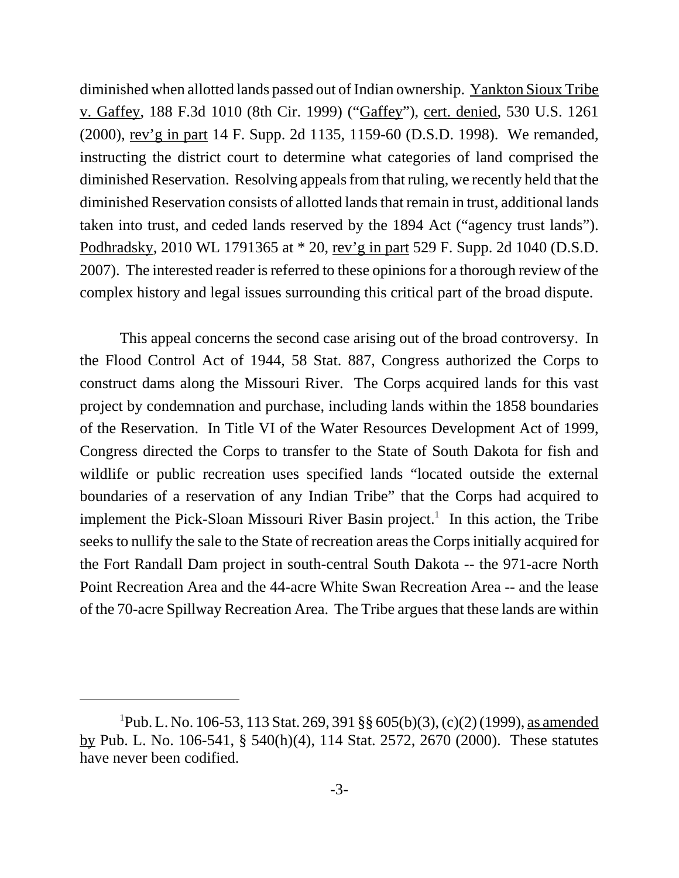diminished when allotted lands passed out of Indian ownership. Yankton Sioux Tribe v. Gaffey, 188 F.3d 1010 (8th Cir. 1999) ("Gaffey"), cert. denied, 530 U.S. 1261 (2000), rev'g in part 14 F. Supp. 2d 1135, 1159-60 (D.S.D. 1998). We remanded, instructing the district court to determine what categories of land comprised the diminished Reservation. Resolving appeals from that ruling, we recently held that the diminished Reservation consists of allotted lands that remain in trust, additional lands taken into trust, and ceded lands reserved by the 1894 Act ("agency trust lands"). Podhradsky, 2010 WL 1791365 at * 20, rev'g in part 529 F. Supp. 2d 1040 (D.S.D. 2007). The interested reader is referred to these opinions for a thorough review of the complex history and legal issues surrounding this critical part of the broad dispute.

This appeal concerns the second case arising out of the broad controversy. In the Flood Control Act of 1944, 58 Stat. 887, Congress authorized the Corps to construct dams along the Missouri River. The Corps acquired lands for this vast project by condemnation and purchase, including lands within the 1858 boundaries of the Reservation. In Title VI of the Water Resources Development Act of 1999, Congress directed the Corps to transfer to the State of South Dakota for fish and wildlife or public recreation uses specified lands "located outside the external boundaries of a reservation of any Indian Tribe" that the Corps had acquired to implement the Pick-Sloan Missouri River Basin project.[1] In this action, the Tribe seeks to nullify the sale to the State of recreation areas the Corps initially acquired for the Fort Randall Dam project in south-central South Dakota -- the 971-acre North Point Recreation Area and the 44-acre White Swan Recreation Area -- and the lease of the 70-acre Spillway Recreation Area. The Tribe argues that these lands are within

[1] Pub. L. No. 106-53, 113 Stat. 269, 391 §§ 605(b)(3), (c)(2) (1999), as amended by Pub. L. No. 106-541, § 540(h)(4), 114 Stat. 2572, 2670 (2000). These statutes have never been codified.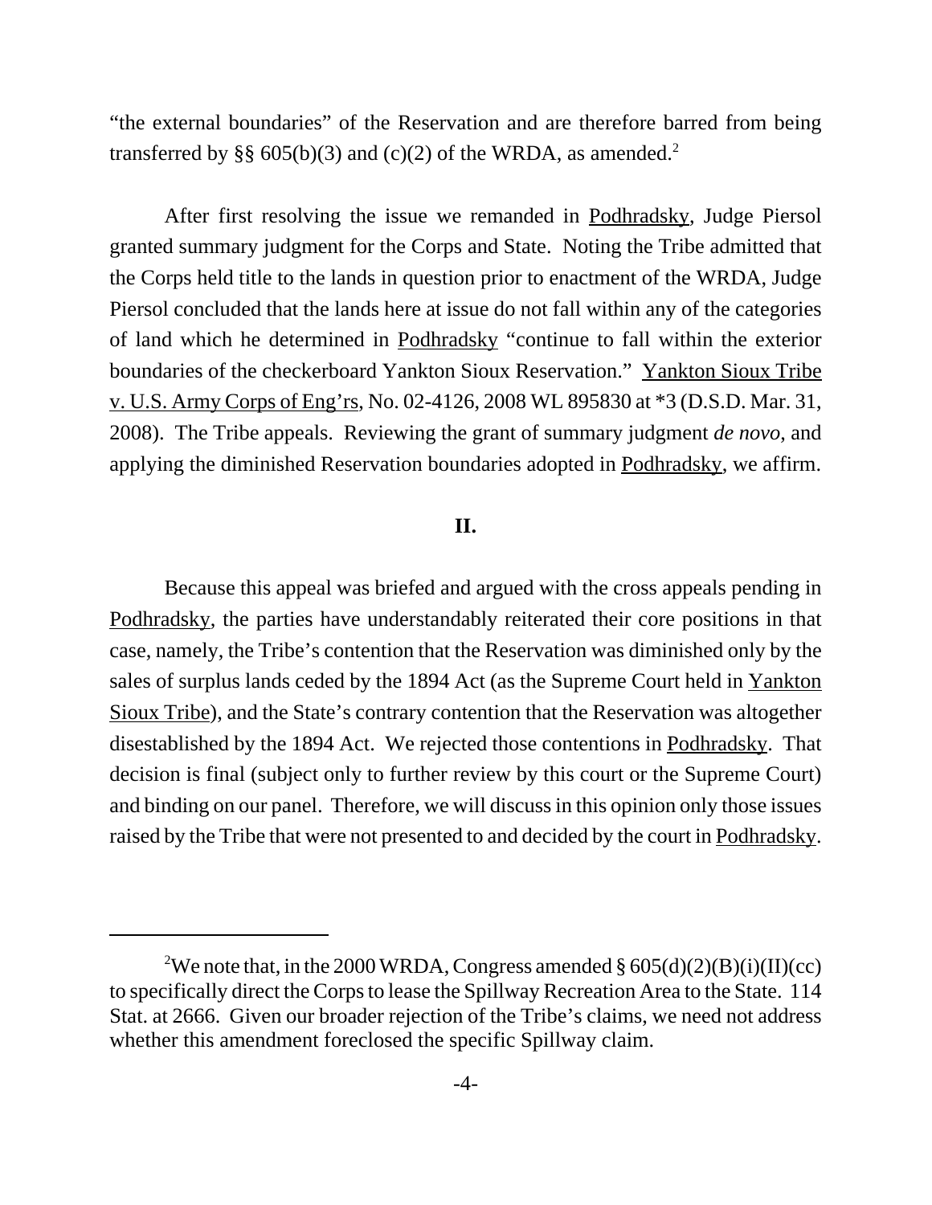"the external boundaries" of the Reservation and are therefore barred from being transferred by §§ 605(b)(3) and (c)(2) of the WRDA, as amended.[2]

After first resolving the issue we remanded in Podhradsky, Judge Piersol granted summary judgment for the Corps and State. Noting the Tribe admitted that the Corps held title to the lands in question prior to enactment of the WRDA, Judge Piersol concluded that the lands here at issue do not fall within any of the categories of land which he determined in Podhradsky "continue to fall within the exterior boundaries of the checkerboard Yankton Sioux Reservation." Yankton Sioux Tribe v. U.S. Army Corps of Eng'rs, No. 02-4126, 2008 WL 895830 at *3 (D.S.D. Mar. 31, 2008). The Tribe appeals. Reviewing the grant of summary judgment *de novo*, and applying the diminished Reservation boundaries adopted in Podhradsky, we affirm.

## II.

Because this appeal was briefed and argued with the cross appeals pending in Podhradsky, the parties have understandably reiterated their core positions in that case, namely, the Tribe's contention that the Reservation was diminished only by the sales of surplus lands ceded by the 1894 Act (as the Supreme Court held in Yankton Sioux Tribe), and the State's contrary contention that the Reservation was altogether disestablished by the 1894 Act. We rejected those contentions in Podhradsky. That decision is final (subject only to further review by this court or the Supreme Court) and binding on our panel. Therefore, we will discuss in this opinion only those issues raised by the Tribe that were not presented to and decided by the court in Podhradsky.

---

[2] We note that, in the 2000 WRDA, Congress amended § 605(d)(2)(B)(i)(II)(cc) to specifically direct the Corps to lease the Spillway Recreation Area to the State. 114 Stat. at 2666. Given our broader rejection of the Tribe's claims, we need not address whether this amendment foreclosed the specific Spillway claim.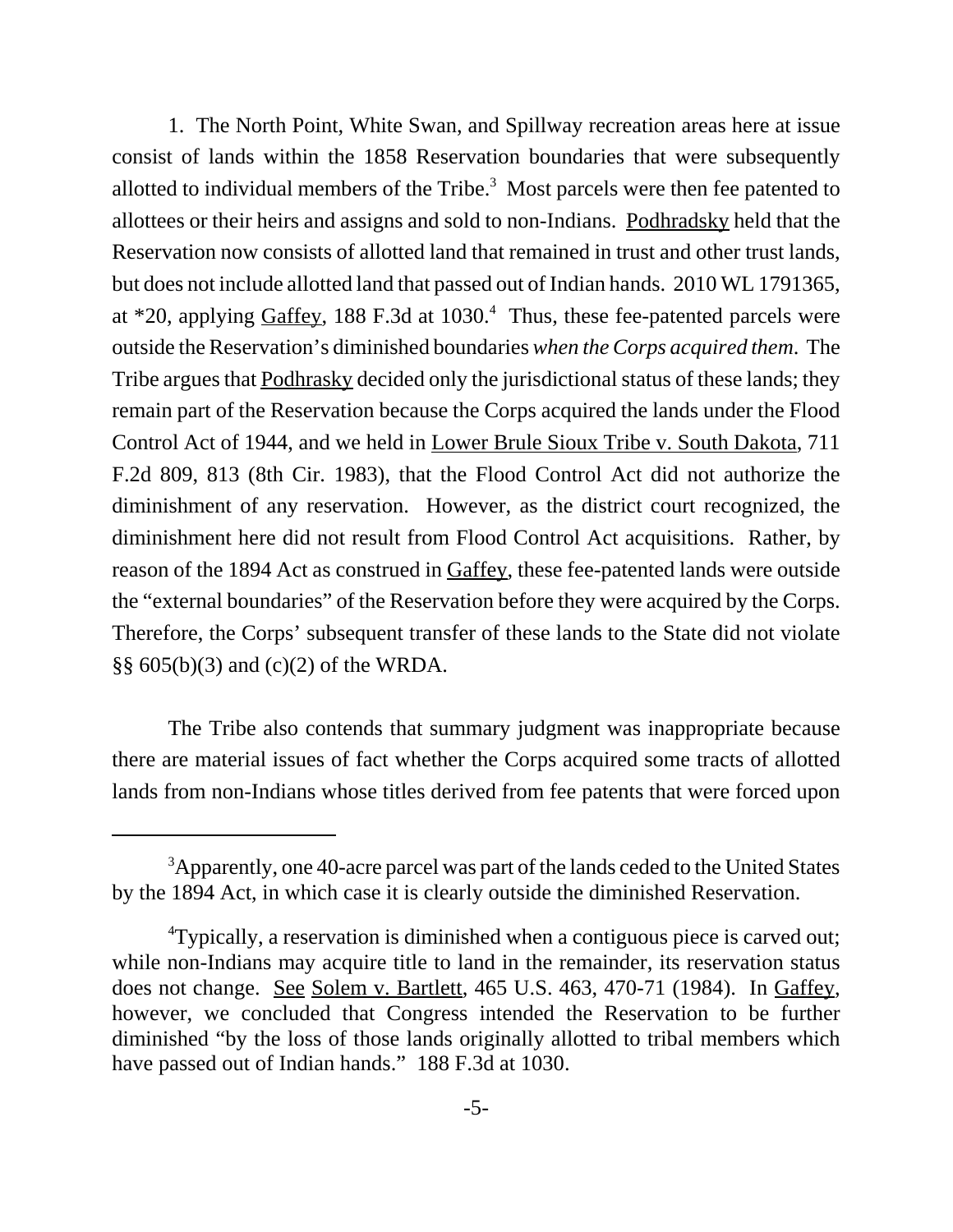1. The North Point, White Swan, and Spillway recreation areas here at issue consist of lands within the 1858 Reservation boundaries that were subsequently allotted to individual members of the Tribe.[3] Most parcels were then fee patented to allottees or their heirs and assigns and sold to non-Indians. Podhradsky held that the Reservation now consists of allotted land that remained in trust and other trust lands, but does not include allotted land that passed out of Indian hands. 2010 WL 1791365, at *20, applying Gaffey, 188 F.3d at 1030.[4] Thus, these fee-patented parcels were outside the Reservation's diminished boundaries *when the Corps acquired them*. The Tribe argues that Podhrasky decided only the jurisdictional status of these lands; they remain part of the Reservation because the Corps acquired the lands under the Flood Control Act of 1944, and we held in Lower Brule Sioux Tribe v. South Dakota, 711 F.2d 809, 813 (8th Cir. 1983), that the Flood Control Act did not authorize the diminishment of any reservation. However, as the district court recognized, the diminishment here did not result from Flood Control Act acquisitions. Rather, by reason of the 1894 Act as construed in Gaffey, these fee-patented lands were outside the "external boundaries" of the Reservation before they were acquired by the Corps. Therefore, the Corps' subsequent transfer of these lands to the State did not violate §§ 605(b)(3) and (c)(2) of the WRDA.

The Tribe also contends that summary judgment was inappropriate because there are material issues of fact whether the Corps acquired some tracts of allotted lands from non-Indians whose titles derived from fee patents that were forced upon

---

[3] Apparently, one 40-acre parcel was part of the lands ceded to the United States by the 1894 Act, in which case it is clearly outside the diminished Reservation.

[4] Typically, a reservation is diminished when a contiguous piece is carved out; while non-Indians may acquire title to land in the remainder, its reservation status does not change. See Solem v. Bartlett, 465 U.S. 463, 470-71 (1984). In Gaffey, however, we concluded that Congress intended the Reservation to be further diminished "by the loss of those lands originally allotted to tribal members which have passed out of Indian hands." 188 F.3d at 1030.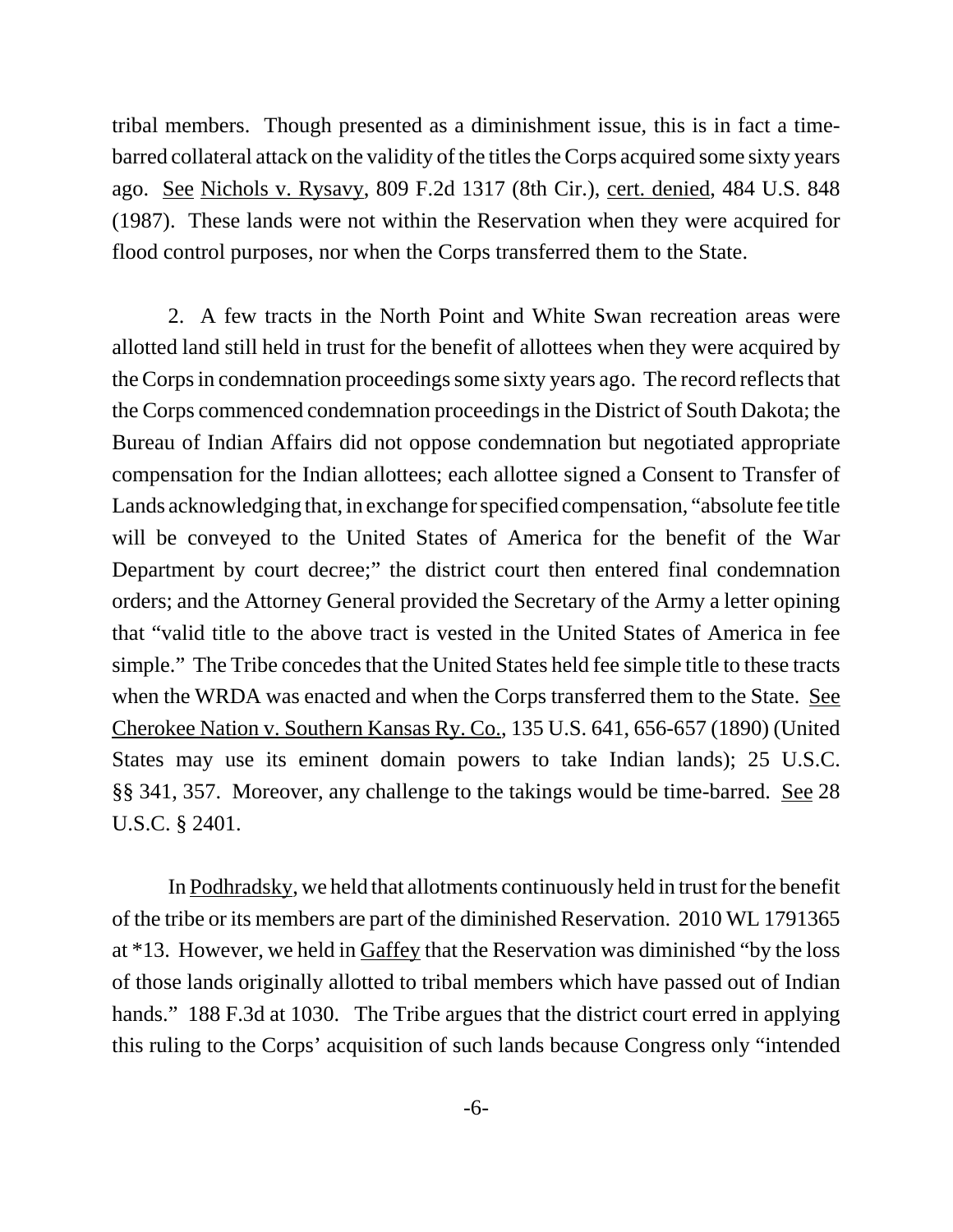tribal members. Though presented as a diminishment issue, this is in fact a time-barred collateral attack on the validity of the titles the Corps acquired some sixty years ago. See Nichols v. Rysavy, 809 F.2d 1317 (8th Cir.), cert. denied, 484 U.S. 848 (1987). These lands were not within the Reservation when they were acquired for flood control purposes, nor when the Corps transferred them to the State.

2. A few tracts in the North Point and White Swan recreation areas were allotted land still held in trust for the benefit of allottees when they were acquired by the Corps in condemnation proceedings some sixty years ago. The record reflects that the Corps commenced condemnation proceedings in the District of South Dakota; the Bureau of Indian Affairs did not oppose condemnation but negotiated appropriate compensation for the Indian allottees; each allottee signed a Consent to Transfer of Lands acknowledging that, in exchange for specified compensation, "absolute fee title will be conveyed to the United States of America for the benefit of the War Department by court decree;" the district court then entered final condemnation orders; and the Attorney General provided the Secretary of the Army a letter opining that "valid title to the above tract is vested in the United States of America in fee simple." The Tribe concedes that the United States held fee simple title to these tracts when the WRDA was enacted and when the Corps transferred them to the State. See Cherokee Nation v. Southern Kansas Ry. Co., 135 U.S. 641, 656-657 (1890) (United States may use its eminent domain powers to take Indian lands); 25 U.S.C. §§ 341, 357. Moreover, any challenge to the takings would be time-barred. See 28 U.S.C. § 2401.

In Podhradsky, we held that allotments continuously held in trust for the benefit of the tribe or its members are part of the diminished Reservation. 2010 WL 1791365 at *13. However, we held in Gaffey that the Reservation was diminished "by the loss of those lands originally allotted to tribal members which have passed out of Indian hands." 188 F.3d at 1030. The Tribe argues that the district court erred in applying this ruling to the Corps' acquisition of such lands because Congress only "intended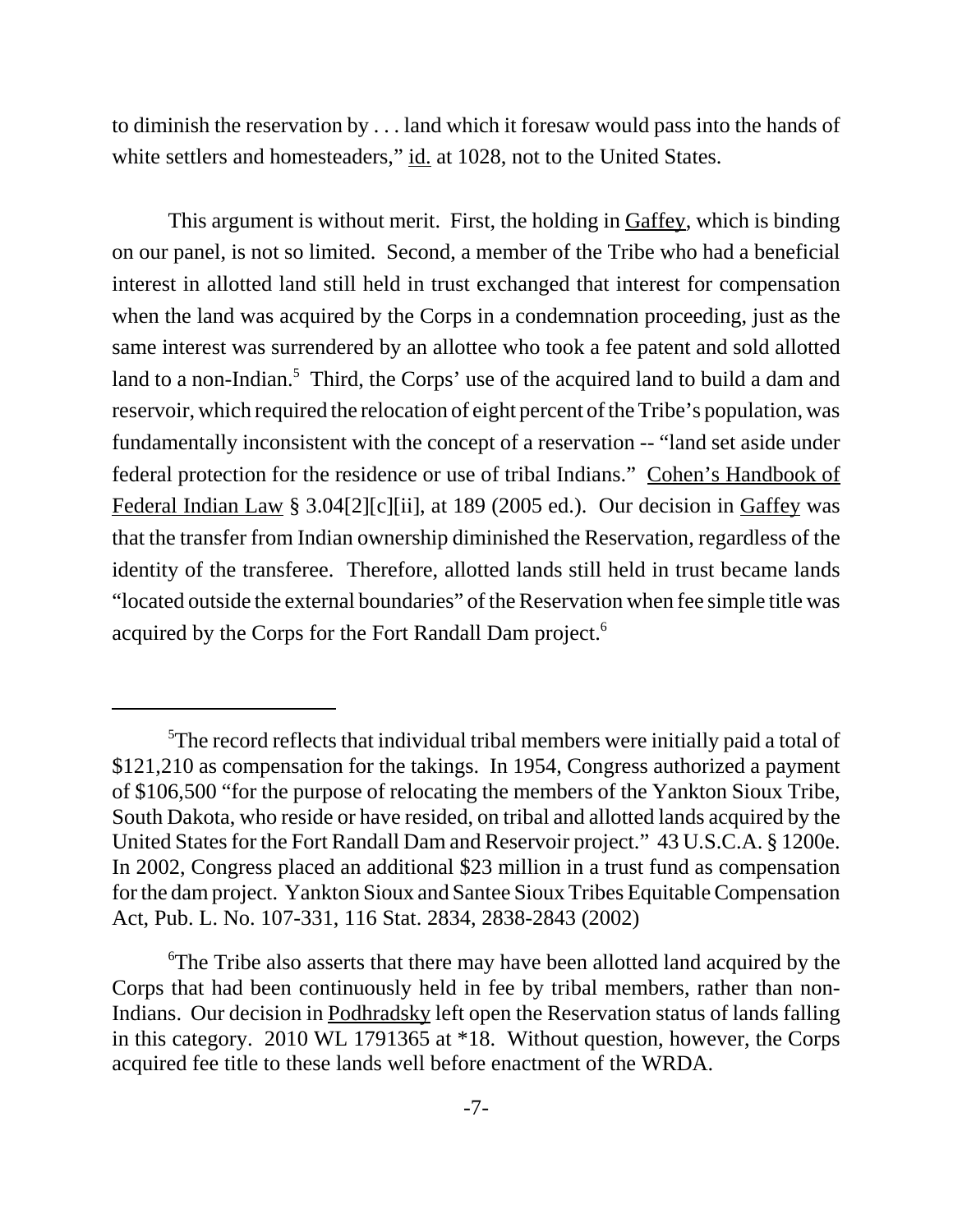to diminish the reservation by . . . land which it foresaw would pass into the hands of white settlers and homesteaders," id. at 1028, not to the United States.

This argument is without merit. First, the holding in Gaffey, which is binding on our panel, is not so limited. Second, a member of the Tribe who had a beneficial interest in allotted land still held in trust exchanged that interest for compensation when the land was acquired by the Corps in a condemnation proceeding, just as the same interest was surrendered by an allottee who took a fee patent and sold allotted land to a non-Indian.[5] Third, the Corps' use of the acquired land to build a dam and reservoir, which required the relocation of eight percent of the Tribe's population, was fundamentally inconsistent with the concept of a reservation -- "land set aside under federal protection for the residence or use of tribal Indians." Cohen's Handbook of Federal Indian Law § 3.04[2][c][ii], at 189 (2005 ed.). Our decision in Gaffey was that the transfer from Indian ownership diminished the Reservation, regardless of the identity of the transferee. Therefore, allotted lands still held in trust became lands "located outside the external boundaries" of the Reservation when fee simple title was acquired by the Corps for the Fort Randall Dam project.[6]

---

[5]The record reflects that individual tribal members were initially paid a total of $121,210 as compensation for the takings. In 1954, Congress authorized a payment of $106,500 "for the purpose of relocating the members of the Yankton Sioux Tribe, South Dakota, who reside or have resided, on tribal and allotted lands acquired by the United States for the Fort Randall Dam and Reservoir project." 43 U.S.C.A. § 1200e. In 2002, Congress placed an additional $23 million in a trust fund as compensation for the dam project. Yankton Sioux and Santee Sioux Tribes Equitable Compensation Act, Pub. L. No. 107-331, 116 Stat. 2834, 2838-2843 (2002)

[6]The Tribe also asserts that there may have been allotted land acquired by the Corps that had been continuously held in fee by tribal members, rather than non-Indians. Our decision in Podhradsky left open the Reservation status of lands falling in this category. 2010 WL 1791365 at *18. Without question, however, the Corps acquired fee title to these lands well before enactment of the WRDA.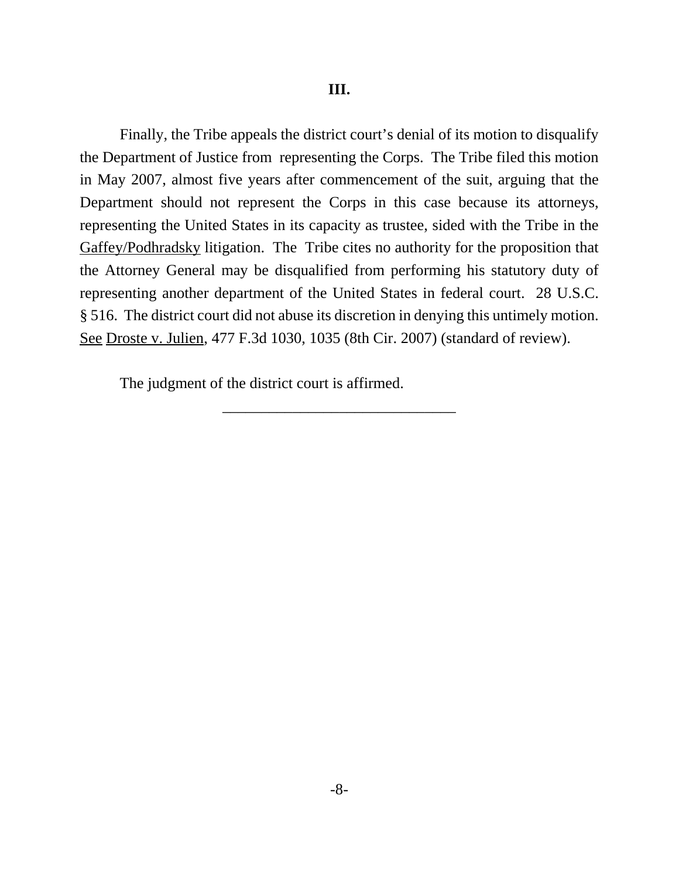### III.

Finally, the Tribe appeals the district court's denial of its motion to disqualify the Department of Justice from representing the Corps. The Tribe filed this motion in May 2007, almost five years after commencement of the suit, arguing that the Department should not represent the Corps in this case because its attorneys, representing the United States in its capacity as trustee, sided with the Tribe in the Gaffey/Podhradsky litigation. The Tribe cites no authority for the proposition that the Attorney General may be disqualified from performing his statutory duty of representing another department of the United States in federal court. 28 U.S.C. § 516. The district court did not abuse its discretion in denying this untimely motion. See Droste v. Julien, 477 F.3d 1030, 1035 (8th Cir. 2007) (standard of review).

The judgment of the district court is affirmed.

______________________________